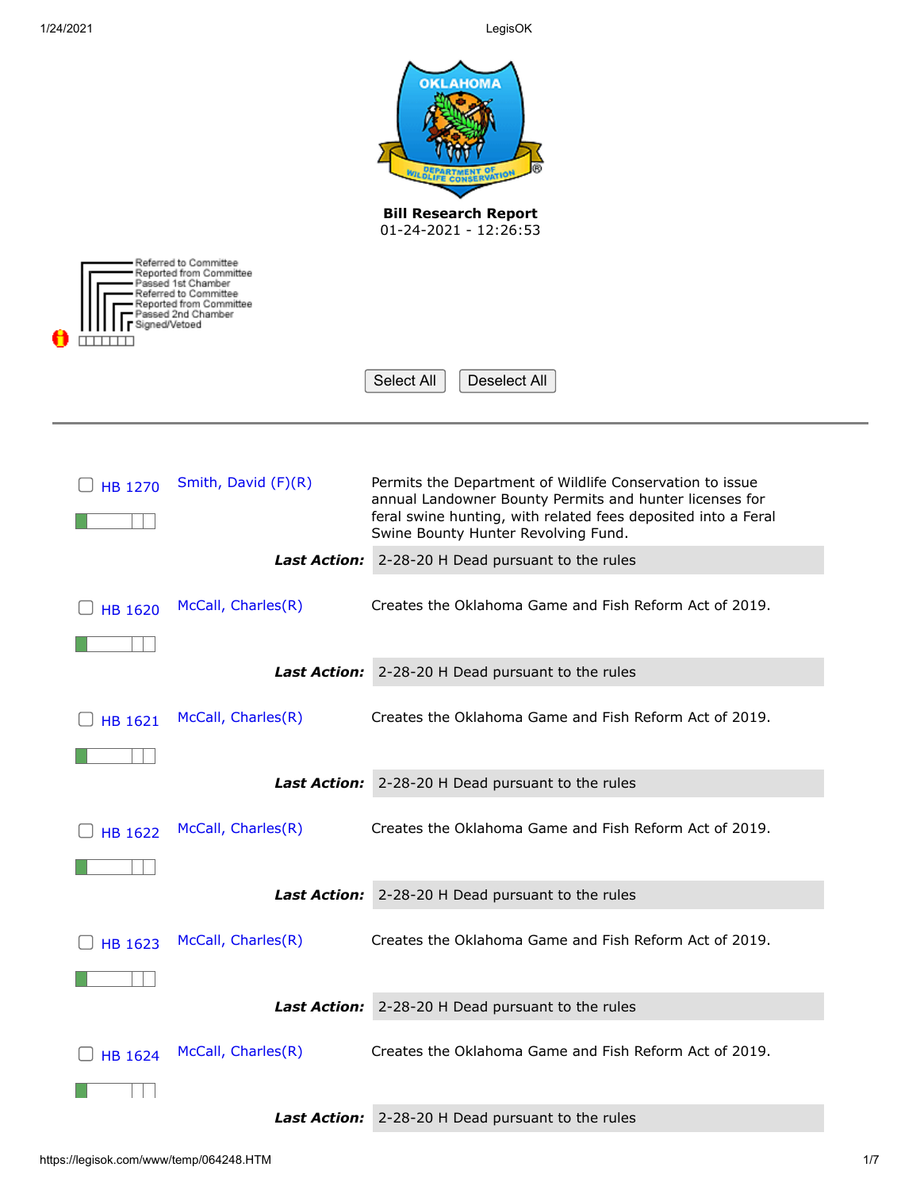**Bill Research Report**
01-24-2021 - 12:26:53

Referred to Committee
Reported from Committee
Passed 1st Chamber
Referred to Committee
Reported from Committee
Passed 2nd Chamber
Signed/Vetoed

Select All | Deselect All

---

| Bill | Author | Description |
|---|---|---|
| HB 1270 | Smith, David (F)(R) | Permits the Department of Wildlife Conservation to issue annual Landowner Bounty Permits and hunter licenses for feral swine hunting, with related fees deposited into a Feral Swine Bounty Hunter Revolving Fund. |
| | ***Last Action:*** | 2-28-20 H Dead pursuant to the rules |
| HB 1620 | McCall, Charles(R) | Creates the Oklahoma Game and Fish Reform Act of 2019. |
| | ***Last Action:*** | 2-28-20 H Dead pursuant to the rules |
| HB 1621 | McCall, Charles(R) | Creates the Oklahoma Game and Fish Reform Act of 2019. |
| | ***Last Action:*** | 2-28-20 H Dead pursuant to the rules |
| HB 1622 | McCall, Charles(R) | Creates the Oklahoma Game and Fish Reform Act of 2019. |
| | ***Last Action:*** | 2-28-20 H Dead pursuant to the rules |
| HB 1623 | McCall, Charles(R) | Creates the Oklahoma Game and Fish Reform Act of 2019. |
| | ***Last Action:*** | 2-28-20 H Dead pursuant to the rules |
| HB 1624 | McCall, Charles(R) | Creates the Oklahoma Game and Fish Reform Act of 2019. |
| | ***Last Action:*** | 2-28-20 H Dead pursuant to the rules |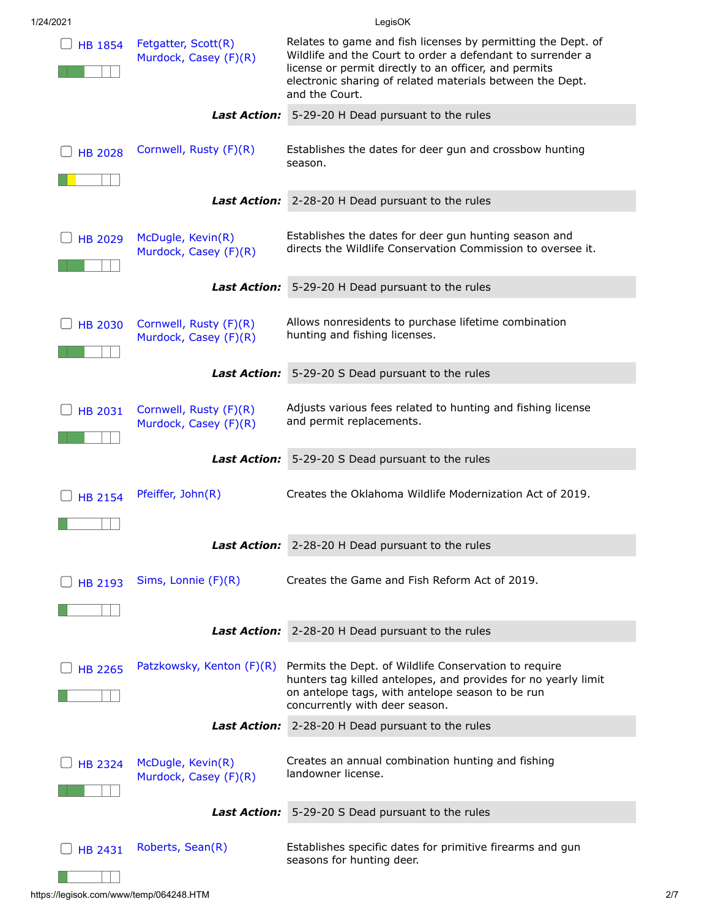| Bill | Author(s) | Description |
| --- | --- | --- |
| HB 1854 | Fetgatter, Scott(R)<br>Murdock, Casey (F)(R) | Relates to game and fish licenses by permitting the Dept. of Wildlife and the Court to order a defendant to surrender a license or permit directly to an officer, and permits electronic sharing of related materials between the Dept. and the Court. |
| | **Last Action:** | 5-29-20 H Dead pursuant to the rules |
| HB 2028 | Cornwell, Rusty (F)(R) | Establishes the dates for deer gun and crossbow hunting season. |
| | **Last Action:** | 2-28-20 H Dead pursuant to the rules |
| HB 2029 | McDugle, Kevin(R)<br>Murdock, Casey (F)(R) | Establishes the dates for deer gun hunting season and directs the Wildlife Conservation Commission to oversee it. |
| | **Last Action:** | 5-29-20 H Dead pursuant to the rules |
| HB 2030 | Cornwell, Rusty (F)(R)<br>Murdock, Casey (F)(R) | Allows nonresidents to purchase lifetime combination hunting and fishing licenses. |
| | **Last Action:** | 5-29-20 S Dead pursuant to the rules |
| HB 2031 | Cornwell, Rusty (F)(R)<br>Murdock, Casey (F)(R) | Adjusts various fees related to hunting and fishing license and permit replacements. |
| | **Last Action:** | 5-29-20 S Dead pursuant to the rules |
| HB 2154 | Pfeiffer, John(R) | Creates the Oklahoma Wildlife Modernization Act of 2019. |
| | **Last Action:** | 2-28-20 H Dead pursuant to the rules |
| HB 2193 | Sims, Lonnie (F)(R) | Creates the Game and Fish Reform Act of 2019. |
| | **Last Action:** | 2-28-20 H Dead pursuant to the rules |
| HB 2265 | Patzkowsky, Kenton (F)(R) | Permits the Dept. of Wildlife Conservation to require hunters tag killed antelopes, and provides for no yearly limit on antelope tags, with antelope season to be run concurrently with deer season. |
| | **Last Action:** | 2-28-20 H Dead pursuant to the rules |
| HB 2324 | McDugle, Kevin(R)<br>Murdock, Casey (F)(R) | Creates an annual combination hunting and fishing landowner license. |
| | **Last Action:** | 5-29-20 S Dead pursuant to the rules |
| HB 2431 | Roberts, Sean(R) | Establishes specific dates for primitive firearms and gun seasons for hunting deer. |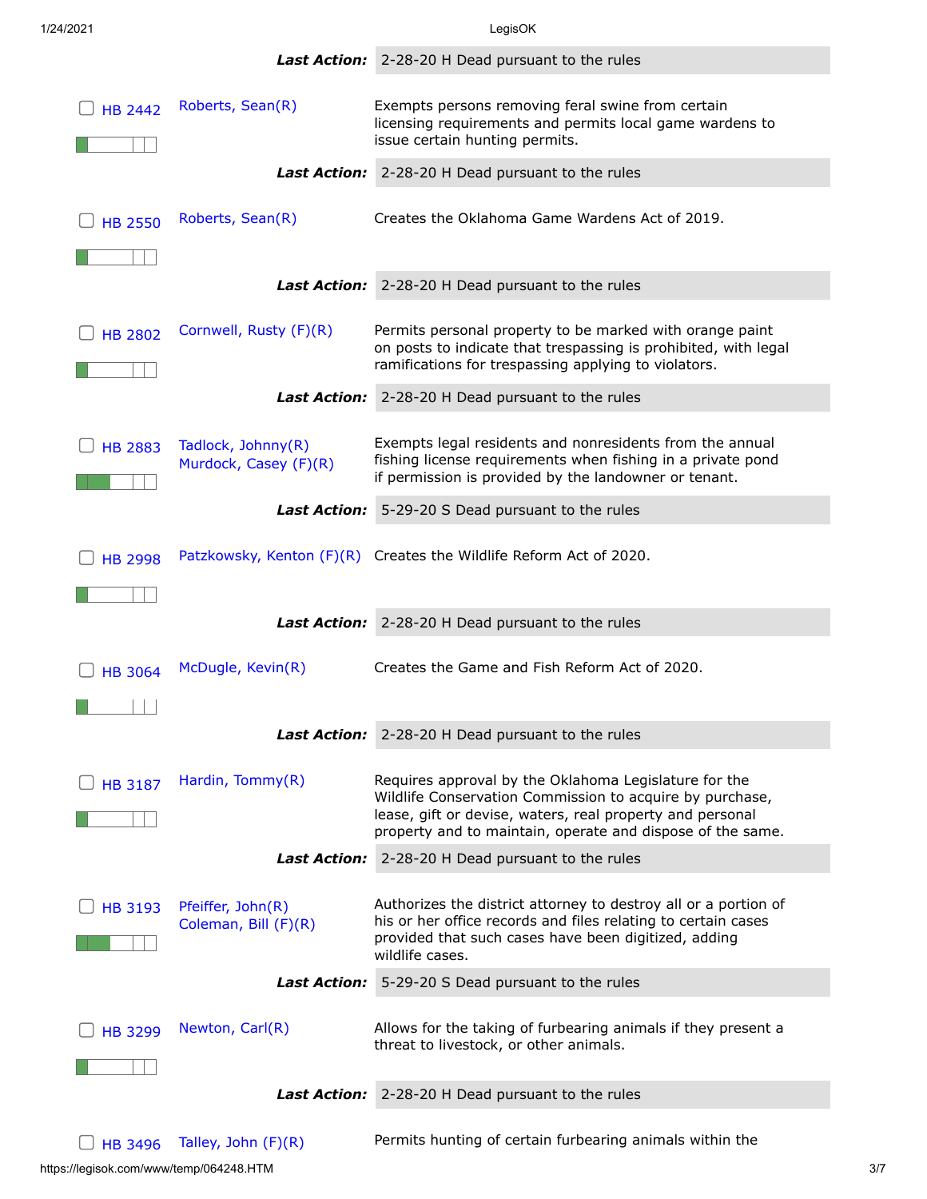**Last Action:** 2-28-20 H Dead pursuant to the rules

| Bill | Author(s) | Description |
|---|---|---|
| HB 2442 | Roberts, Sean(R) | Exempts persons removing feral swine from certain licensing requirements and permits local game wardens to issue certain hunting permits. |
| | **Last Action:** | 2-28-20 H Dead pursuant to the rules |
| HB 2550 | Roberts, Sean(R) | Creates the Oklahoma Game Wardens Act of 2019. |
| | **Last Action:** | 2-28-20 H Dead pursuant to the rules |
| HB 2802 | Cornwell, Rusty (F)(R) | Permits personal property to be marked with orange paint on posts to indicate that trespassing is prohibited, with legal ramifications for trespassing applying to violators. |
| | **Last Action:** | 2-28-20 H Dead pursuant to the rules |
| HB 2883 | Tadlock, Johnny(R)<br>Murdock, Casey (F)(R) | Exempts legal residents and nonresidents from the annual fishing license requirements when fishing in a private pond if permission is provided by the landowner or tenant. |
| | **Last Action:** | 5-29-20 S Dead pursuant to the rules |
| HB 2998 | Patzkowsky, Kenton (F)(R) | Creates the Wildlife Reform Act of 2020. |
| | **Last Action:** | 2-28-20 H Dead pursuant to the rules |
| HB 3064 | McDugle, Kevin(R) | Creates the Game and Fish Reform Act of 2020. |
| | **Last Action:** | 2-28-20 H Dead pursuant to the rules |
| HB 3187 | Hardin, Tommy(R) | Requires approval by the Oklahoma Legislature for the Wildlife Conservation Commission to acquire by purchase, lease, gift or devise, waters, real property and personal property and to maintain, operate and dispose of the same. |
| | **Last Action:** | 2-28-20 H Dead pursuant to the rules |
| HB 3193 | Pfeiffer, John(R)<br>Coleman, Bill (F)(R) | Authorizes the district attorney to destroy all or a portion of his or her office records and files relating to certain cases provided that such cases have been digitized, adding wildlife cases. |
| | **Last Action:** | 5-29-20 S Dead pursuant to the rules |
| HB 3299 | Newton, Carl(R) | Allows for the taking of furbearing animals if they present a threat to livestock, or other animals. |
| | **Last Action:** | 2-28-20 H Dead pursuant to the rules |
| HB 3496 | Talley, John (F)(R) | Permits hunting of certain furbearing animals within the |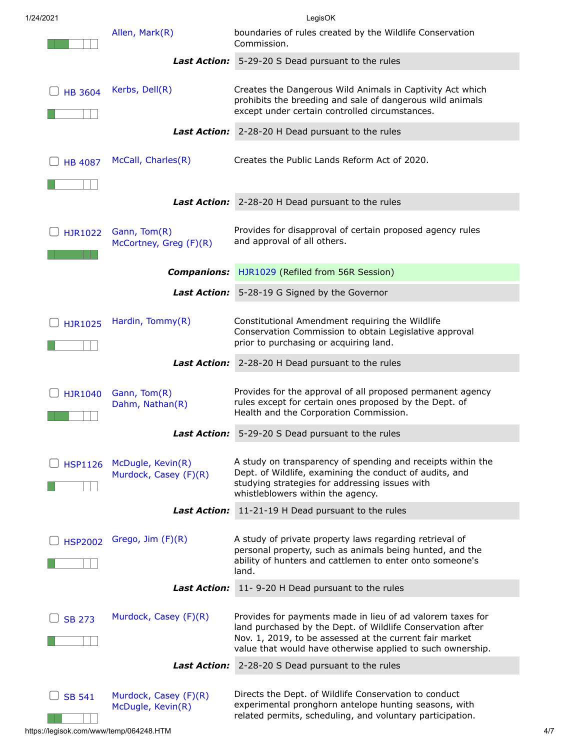| Bill | Author(s) | Description |
| --- | --- | --- |
| | Allen, Mark(R) | boundaries of rules created by the Wildlife Conservation Commission. |
| | **Last Action:** | 5-29-20 S Dead pursuant to the rules |
| HB 3604 | Kerbs, Dell(R) | Creates the Dangerous Wild Animals in Captivity Act which prohibits the breeding and sale of dangerous wild animals except under certain controlled circumstances. |
| | **Last Action:** | 2-28-20 H Dead pursuant to the rules |
| HB 4087 | McCall, Charles(R) | Creates the Public Lands Reform Act of 2020. |
| | **Last Action:** | 2-28-20 H Dead pursuant to the rules |
| HJR1022 | Gann, Tom(R)<br>McCortney, Greg (F)(R) | Provides for disapproval of certain proposed agency rules and approval of all others. |
| | **Companions:** | HJR1029 (Refiled from 56R Session) |
| | **Last Action:** | 5-28-19 G Signed by the Governor |
| HJR1025 | Hardin, Tommy(R) | Constitutional Amendment requiring the Wildlife Conservation Commission to obtain Legislative approval prior to purchasing or acquiring land. |
| | **Last Action:** | 2-28-20 H Dead pursuant to the rules |
| HJR1040 | Gann, Tom(R)<br>Dahm, Nathan(R) | Provides for the approval of all proposed permanent agency rules except for certain ones proposed by the Dept. of Health and the Corporation Commission. |
| | **Last Action:** | 5-29-20 S Dead pursuant to the rules |
| HSP1126 | McDugle, Kevin(R)<br>Murdock, Casey (F)(R) | A study on transparency of spending and receipts within the Dept. of Wildlife, examining the conduct of audits, and studying strategies for addressing issues with whistleblowers within the agency. |
| | **Last Action:** | 11-21-19 H Dead pursuant to the rules |
| HSP2002 | Grego, Jim (F)(R) | A study of private property laws regarding retrieval of personal property, such as animals being hunted, and the ability of hunters and cattlemen to enter onto someone's land. |
| | **Last Action:** | 11- 9-20 H Dead pursuant to the rules |
| SB 273 | Murdock, Casey (F)(R) | Provides for payments made in lieu of ad valorem taxes for land purchased by the Dept. of Wildlife Conservation after Nov. 1, 2019, to be assessed at the current fair market value that would have otherwise applied to such ownership. |
| | **Last Action:** | 2-28-20 S Dead pursuant to the rules |
| SB 541 | Murdock, Casey (F)(R)<br>McDugle, Kevin(R) | Directs the Dept. of Wildlife Conservation to conduct experimental pronghorn antelope hunting seasons, with related permits, scheduling, and voluntary participation. |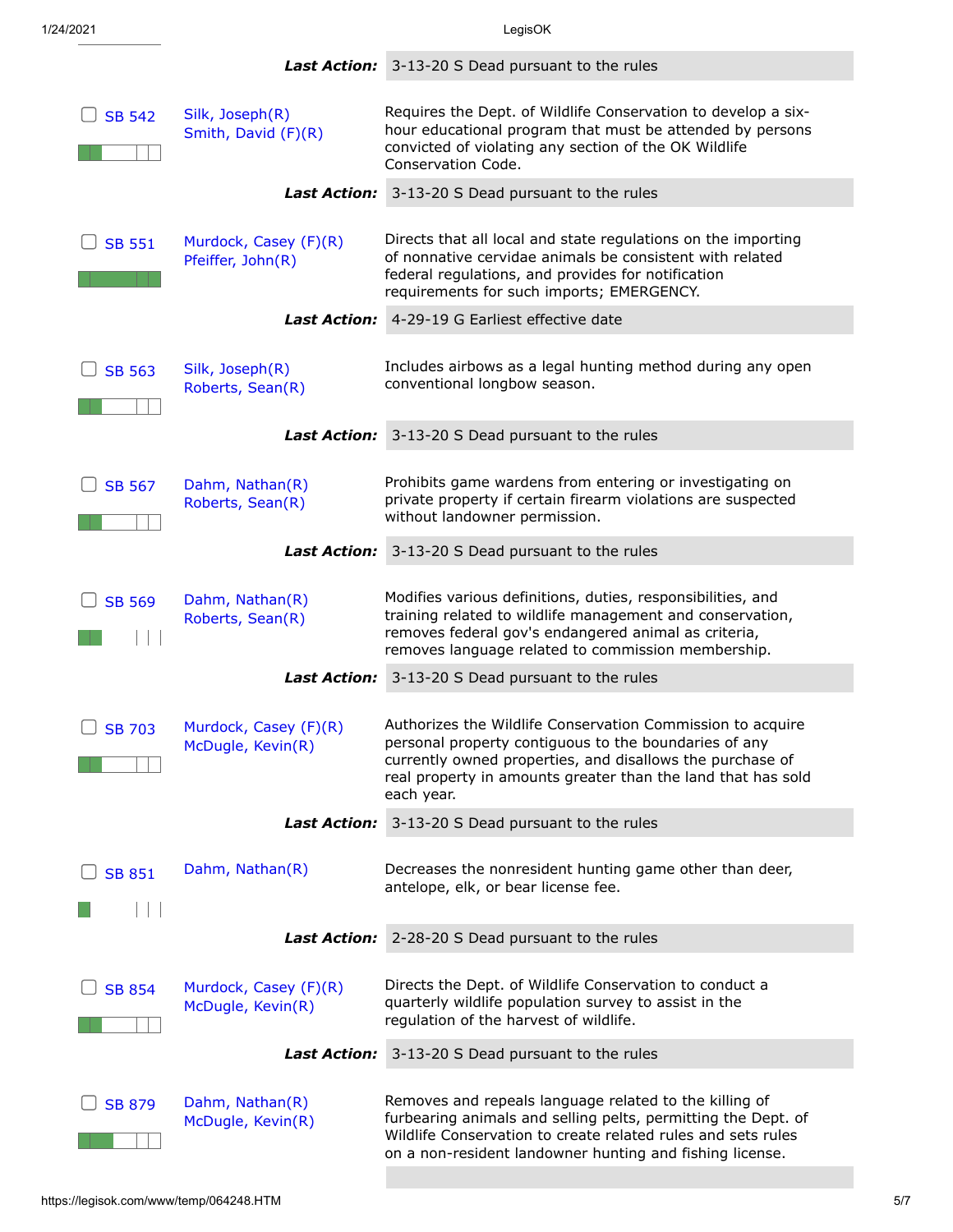**Last Action:** 3-13-20 S Dead pursuant to the rules

| Bill | Authors | Description |
|---|---|---|
| SB 542 | Silk, Joseph(R)<br>Smith, David (F)(R) | Requires the Dept. of Wildlife Conservation to develop a six-hour educational program that must be attended by persons convicted of violating any section of the OK Wildlife Conservation Code. |
| | **Last Action:** | 3-13-20 S Dead pursuant to the rules |
| SB 551 | Murdock, Casey (F)(R)<br>Pfeiffer, John(R) | Directs that all local and state regulations on the importing of nonnative cervidae animals be consistent with related federal regulations, and provides for notification requirements for such imports; EMERGENCY. |
| | **Last Action:** | 4-29-19 G Earliest effective date |
| SB 563 | Silk, Joseph(R)<br>Roberts, Sean(R) | Includes airbows as a legal hunting method during any open conventional longbow season. |
| | **Last Action:** | 3-13-20 S Dead pursuant to the rules |
| SB 567 | Dahm, Nathan(R)<br>Roberts, Sean(R) | Prohibits game wardens from entering or investigating on private property if certain firearm violations are suspected without landowner permission. |
| | **Last Action:** | 3-13-20 S Dead pursuant to the rules |
| SB 569 | Dahm, Nathan(R)<br>Roberts, Sean(R) | Modifies various definitions, duties, responsibilities, and training related to wildlife management and conservation, removes federal gov's endangered animal as criteria, removes language related to commission membership. |
| | **Last Action:** | 3-13-20 S Dead pursuant to the rules |
| SB 703 | Murdock, Casey (F)(R)<br>McDugle, Kevin(R) | Authorizes the Wildlife Conservation Commission to acquire personal property contiguous to the boundaries of any currently owned properties, and disallows the purchase of real property in amounts greater than the land that has sold each year. |
| | **Last Action:** | 3-13-20 S Dead pursuant to the rules |
| SB 851 | Dahm, Nathan(R) | Decreases the nonresident hunting game other than deer, antelope, elk, or bear license fee. |
| | **Last Action:** | 2-28-20 S Dead pursuant to the rules |
| SB 854 | Murdock, Casey (F)(R)<br>McDugle, Kevin(R) | Directs the Dept. of Wildlife Conservation to conduct a quarterly wildlife population survey to assist in the regulation of the harvest of wildlife. |
| | **Last Action:** | 3-13-20 S Dead pursuant to the rules |
| SB 879 | Dahm, Nathan(R)<br>McDugle, Kevin(R) | Removes and repeals language related to the killing of furbearing animals and selling pelts, permitting the Dept. of Wildlife Conservation to create related rules and sets rules on a non-resident landowner hunting and fishing license. |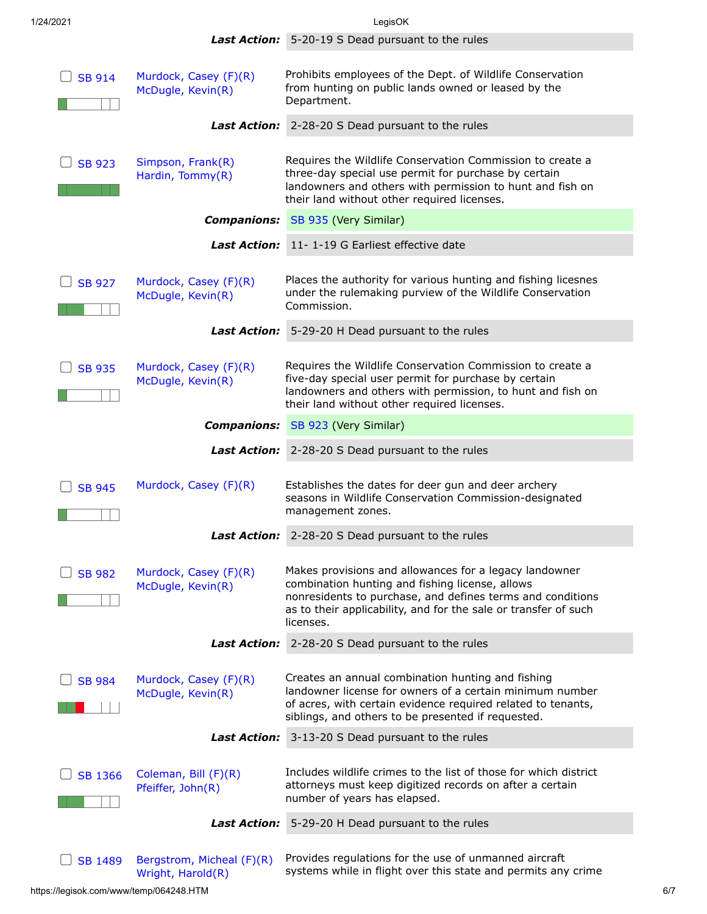**Last Action:** 5-20-19 S Dead pursuant to the rules

---

**SB 914** — Murdock, Casey (F)(R); McDugle, Kevin(R)

Prohibits employees of the Dept. of Wildlife Conservation from hunting on public lands owned or leased by the Department.

**Last Action:** 2-28-20 S Dead pursuant to the rules

---

**SB 923** — Simpson, Frank(R); Hardin, Tommy(R)

Requires the Wildlife Conservation Commission to create a three-day special use permit for purchase by certain landowners and others with permission to hunt and fish on their land without other required licenses.

**Companions:** SB 935 (Very Similar)

**Last Action:** 11- 1-19 G Earliest effective date

---

**SB 927** — Murdock, Casey (F)(R); McDugle, Kevin(R)

Places the authority for various hunting and fishing licesnes under the rulemaking purview of the Wildlife Conservation Commission.

**Last Action:** 5-29-20 H Dead pursuant to the rules

---

**SB 935** — Murdock, Casey (F)(R); McDugle, Kevin(R)

Requires the Wildlife Conservation Commission to create a five-day special user permit for purchase by certain landowners and others with permission, to hunt and fish on their land without other required licenses.

**Companions:** SB 923 (Very Similar)

**Last Action:** 2-28-20 S Dead pursuant to the rules

---

**SB 945** — Murdock, Casey (F)(R)

Establishes the dates for deer gun and deer archery seasons in Wildlife Conservation Commission-designated management zones.

**Last Action:** 2-28-20 S Dead pursuant to the rules

---

**SB 982** — Murdock, Casey (F)(R); McDugle, Kevin(R)

Makes provisions and allowances for a legacy landowner combination hunting and fishing license, allows nonresidents to purchase, and defines terms and conditions as to their applicability, and for the sale or transfer of such licenses.

**Last Action:** 2-28-20 S Dead pursuant to the rules

---

**SB 984** — Murdock, Casey (F)(R); McDugle, Kevin(R)

Creates an annual combination hunting and fishing landowner license for owners of a certain minimum number of acres, with certain evidence required related to tenants, siblings, and others to be presented if requested.

**Last Action:** 3-13-20 S Dead pursuant to the rules

---

**SB 1366** — Coleman, Bill (F)(R); Pfeiffer, John(R)

Includes wildlife crimes to the list of those for which district attorneys must keep digitized records on after a certain number of years has elapsed.

**Last Action:** 5-29-20 H Dead pursuant to the rules

---

**SB 1489** — Bergstrom, Micheal (F)(R); Wright, Harold(R)

Provides regulations for the use of unmanned aircraft systems while in flight over this state and permits any crime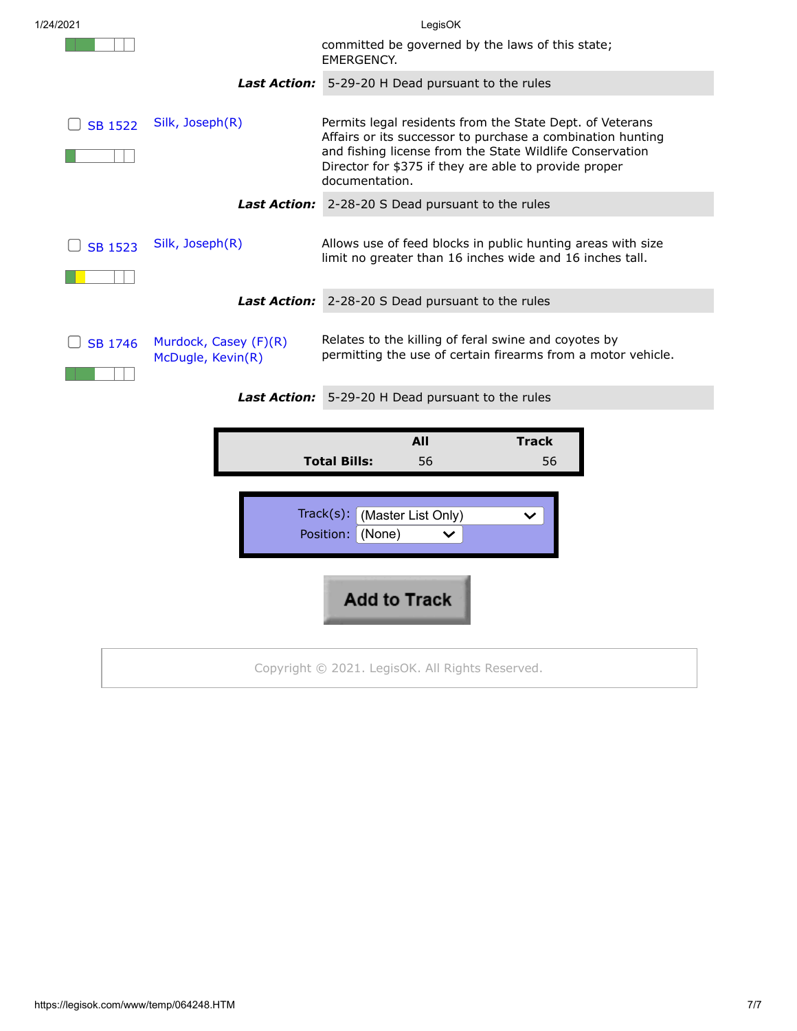committed be governed by the laws of this state; EMERGENCY.

***Last Action:*** 5-29-20 H Dead pursuant to the rules

| | | |
|---|---|---|
| SB 1522 | Silk, Joseph(R) | Permits legal residents from the State Dept. of Veterans Affairs or its successor to purchase a combination hunting and fishing license from the State Wildlife Conservation Director for $375 if they are able to provide proper documentation. |

***Last Action:*** 2-28-20 S Dead pursuant to the rules

| | | |
|---|---|---|
| SB 1523 | Silk, Joseph(R) | Allows use of feed blocks in public hunting areas with size limit no greater than 16 inches wide and 16 inches tall. |

***Last Action:*** 2-28-20 S Dead pursuant to the rules

| | | |
|---|---|---|
| SB 1746 | Murdock, Casey (F)(R)<br>McDugle, Kevin(R) | Relates to the killing of feral swine and coyotes by permitting the use of certain firearms from a motor vehicle. |

***Last Action:*** 5-29-20 H Dead pursuant to the rules

| | All | Track |
|---|---|---|
| **Total Bills:** | 56 | 56 |

Track(s): (Master List Only)

Position: (None)

Add to Track

Copyright © 2021. LegisOK. All Rights Reserved.